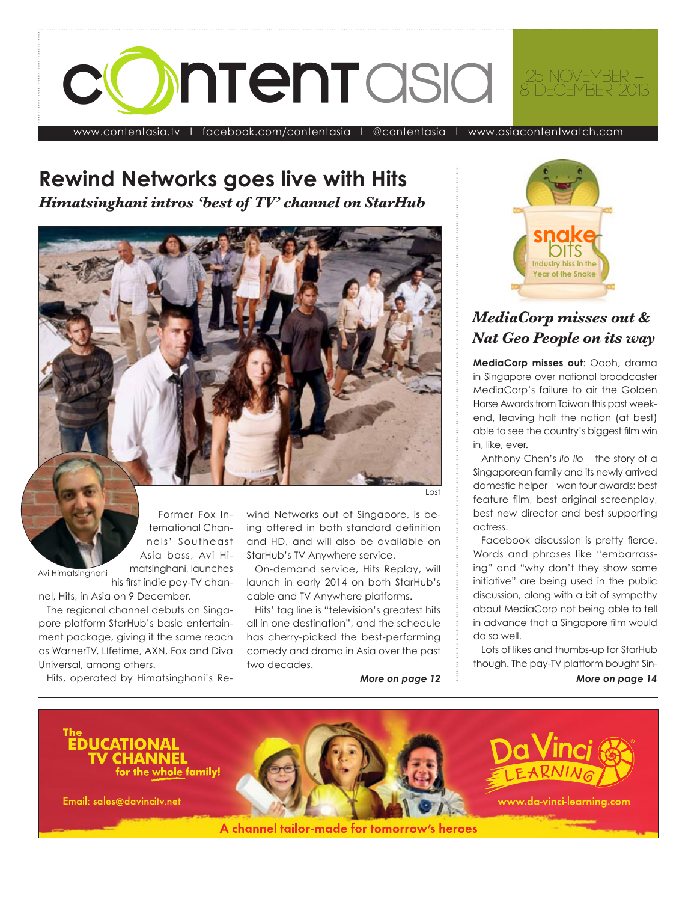# contentasia

25 NOVEMBER – 8 DECEMBER 2013

www.contentasia.tv | facebook.com/contentasia | @contentasia | www.asiacontentwatch.com

## Rewind Networks goes live with Hits

***Himatsinghani intros 'best of TV' channel on StarHub***

Lost

Avi Himatsinghani

Former Fox International Channels' Southeast Asia boss, Avi Himatsinghani, launches his first indie pay-TV channel, Hits, in Asia on 9 December.

The regional channel debuts on Singapore platform StarHub's basic entertainment package, giving it the same reach as WarnerTV, LIfetime, AXN, Fox and Diva Universal, among others.

Hits, operated by Himatsinghani's Rewind Networks out of Singapore, is being offered in both standard definition and HD, and will also be available on StarHub's TV Anywhere service.

On-demand service, Hits Replay, will launch in early 2014 on both StarHub's cable and TV Anywhere platforms.

Hits' tag line is "television's greatest hits all in one destination", and the schedule has cherry-picked the best-performing comedy and drama in Asia over the past two decades.

***More on page 12***

snake bits

Industry hiss in the Year of the Snake

## *MediaCorp misses out & Nat Geo People on its way*

**MediaCorp misses out**: Oooh, drama in Singapore over national broadcaster MediaCorp's failure to air the Golden Horse Awards from Taiwan this past weekend, leaving half the nation (at best) able to see the country's biggest film win in, like, ever.

Anthony Chen's *Ilo Ilo* – the story of a Singaporean family and its newly arrived domestic helper – won four awards: best feature film, best original screenplay, best new director and best supporting actress.

Facebook discussion is pretty fierce. Words and phrases like "embarrassing" and "why don't they show some initiative" are being used in the public discussion, along with a bit of sympathy about MediaCorp not being able to tell in advance that a Singapore film would do so well.

Lots of likes and thumbs-up for StarHub though. The pay-TV platform bought Sin-

***More on page 14***

The EDUCATIONAL TV CHANNEL for the whole family!

Email: sales@davincitv.net

Da Vinci LEARNING

www.da-vinci-learning.com

A channel tailor-made for tomorrow's heroes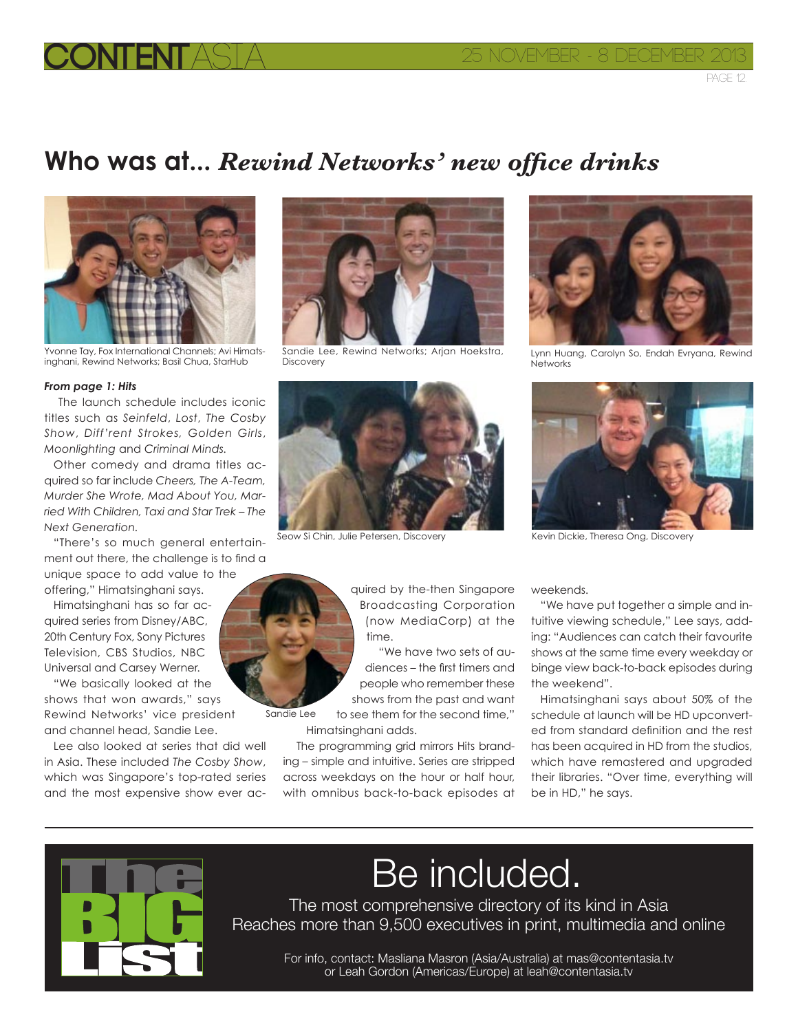## Who was at... *Rewind Networks' new office drinks*

Yvonne Tay, Fox International Channels; Avi Himatsinghani, Rewind Networks; Basil Chua, StarHub

Sandie Lee, Rewind Networks; Arjan Hoekstra, Discovery

Lynn Huang, Carolyn So, Endah Evryana, Rewind Networks

Seow Si Chin, Julie Petersen, Discovery

Kevin Dickie, Theresa Ong, Discovery

***From page 1: Hits***

The launch schedule includes iconic titles such as *Seinfeld*, *Lost*, *The Cosby Show*, *Diff'rent Strokes, Golden Girls*, *Moonlighting* and *Criminal Minds.*

Other comedy and drama titles acquired so far include *Cheers, The A-Team, Murder She Wrote, Mad About You, Married With Children, Taxi and Star Trek – The Next Generation.*

"There's so much general entertainment out there, the challenge is to find a unique space to add value to the offering," Himatsinghani says.

Himatsinghani has so far acquired series from Disney/ABC, 20th Century Fox, Sony Pictures Television, CBS Studios, NBC Universal and Carsey Werner.

"We basically looked at the shows that won awards," says Rewind Networks' vice president and channel head, Sandie Lee.

Sandie Lee

Lee also looked at series that did well in Asia. These included *The Cosby Show*, which was Singapore's top-rated series and the most expensive show ever acquired by the-then Singapore Broadcasting Corporation (now MediaCorp) at the time.

"We have two sets of audiences – the first timers and people who remember these shows from the past and want to see them for the second time," Himatsinghani adds.

The programming grid mirrors Hits branding – simple and intuitive. Series are stripped across weekdays on the hour or half hour, with omnibus back-to-back episodes at weekends.

"We have put together a simple and intuitive viewing schedule," Lee says, adding: "Audiences can catch their favourite shows at the same time every weekday or binge view back-to-back episodes during the weekend".

Himatsinghani says about 50% of the schedule at launch will be HD upconverted from standard definition and the rest has been acquired in HD from the studios, which have remastered and upgraded their libraries. "Over time, everything will be in HD," he says.

---

The BIG List

# Be included.

The most comprehensive directory of its kind in Asia
Reaches more than 9,500 executives in print, multimedia and online

For info, contact: Masliana Masron (Asia/Australia) at mas@contentasia.tv or Leah Gordon (Americas/Europe) at leah@contentasia.tv